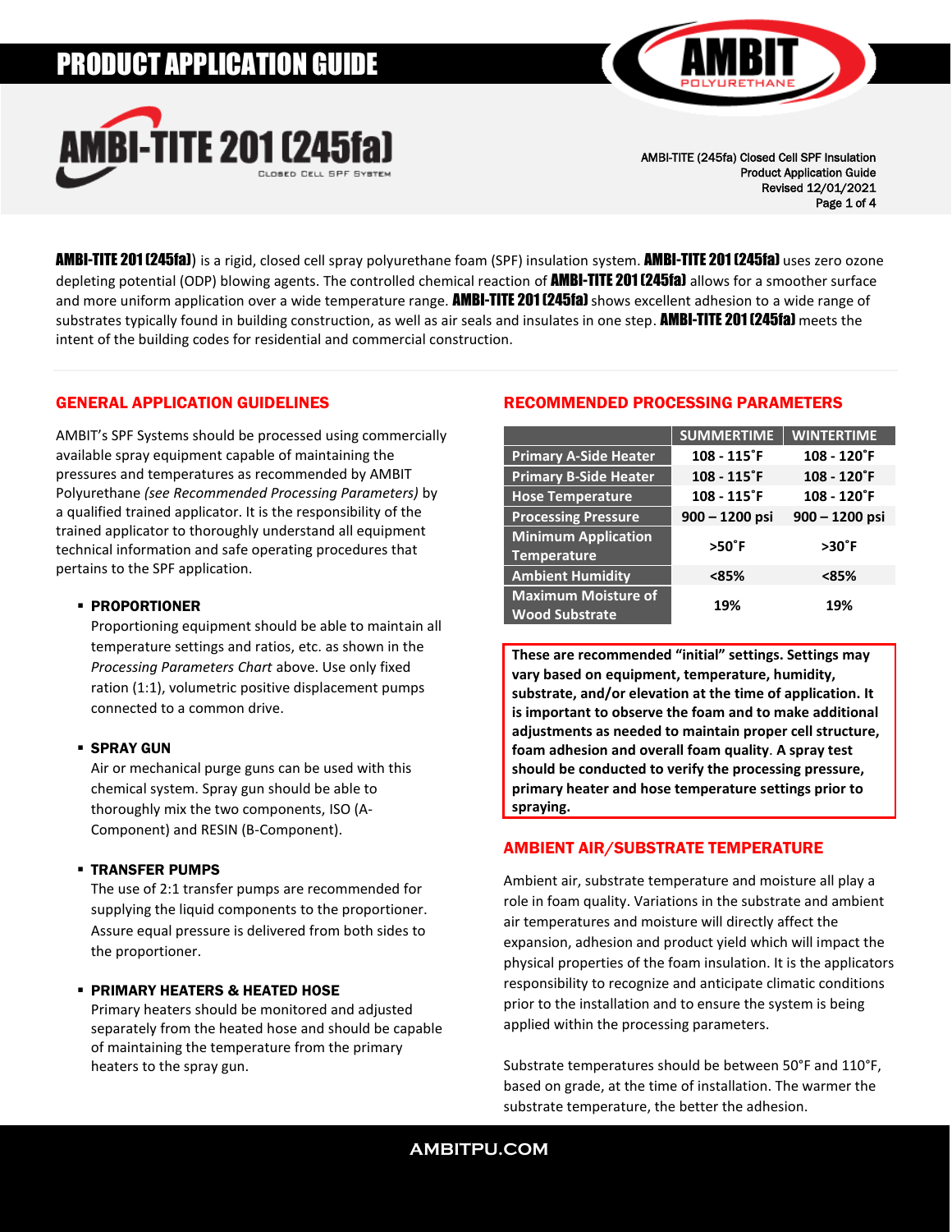# PRODUCT APPLICATION GUIDE

## AMBI-TITE 201 (245fa)

CLOSED CELL SPF SYSTEM

AMBI-TITE (245fa) Closed Cell SPF Insulation
Product Application Guide
Revised 12/01/2021

**AMBI-TITE 201 (245fa)**) is a rigid, closed cell spray polyurethane foam (SPF) insulation system. **AMBI-TITE 201 (245fa)** uses zero ozone depleting potential (ODP) blowing agents. The controlled chemical reaction of **AMBI-TITE 201 (245fa)** allows for a smoother surface and more uniform application over a wide temperature range. **AMBI-TITE 201 (245fa)** shows excellent adhesion to a wide range of substrates typically found in building construction, as well as air seals and insulates in one step. **AMBI-TITE 201 (245fa)** meets the intent of the building codes for residential and commercial construction.

## GENERAL APPLICATION GUIDELINES

AMBIT's SPF Systems should be processed using commercially available spray equipment capable of maintaining the pressures and temperatures as recommended by AMBIT Polyurethane *(see Recommended Processing Parameters)* by a qualified trained applicator. It is the responsibility of the trained applicator to thoroughly understand all equipment technical information and safe operating procedures that pertains to the SPF application.

- **PROPORTIONER**
  Proportioning equipment should be able to maintain all temperature settings and ratios, etc. as shown in the *Processing Parameters Chart* above. Use only fixed ration (1:1), volumetric positive displacement pumps connected to a common drive.

- **SPRAY GUN**
  Air or mechanical purge guns can be used with this chemical system. Spray gun should be able to thoroughly mix the two components, ISO (A-Component) and RESIN (B-Component).

- **TRANSFER PUMPS**
  The use of 2:1 transfer pumps are recommended for supplying the liquid components to the proportioner. Assure equal pressure is delivered from both sides to the proportioner.

- **PRIMARY HEATERS & HEATED HOSE**
  Primary heaters should be monitored and adjusted separately from the heated hose and should be capable of maintaining the temperature from the primary heaters to the spray gun.

## RECOMMENDED PROCESSING PARAMETERS

| | SUMMERTIME | WINTERTIME |
|---|---|---|
| Primary A-Side Heater | 108 - 115˚F | 108 - 120˚F |
| Primary B-Side Heater | 108 - 115˚F | 108 - 120˚F |
| Hose Temperature | 108 - 115˚F | 108 - 120˚F |
| Processing Pressure | 900 – 1200 psi | 900 – 1200 psi |
| Minimum Application Temperature | >50˚F | >30˚F |
| Ambient Humidity | <85% | <85% |
| Maximum Moisture of Wood Substrate | 19% | 19% |

**These are recommended "initial" settings. Settings may vary based on equipment, temperature, humidity, substrate, and/or elevation at the time of application. It is important to observe the foam and to make additional adjustments as needed to maintain proper cell structure, foam adhesion and overall foam quality. A spray test should be conducted to verify the processing pressure, primary heater and hose temperature settings prior to spraying.**

## AMBIENT AIR/SUBSTRATE TEMPERATURE

Ambient air, substrate temperature and moisture all play a role in foam quality. Variations in the substrate and ambient air temperatures and moisture will directly affect the expansion, adhesion and product yield which will impact the physical properties of the foam insulation. It is the applicators responsibility to recognize and anticipate climatic conditions prior to the installation and to ensure the system is being applied within the processing parameters.

Substrate temperatures should be between 50°F and 110°F, based on grade, at the time of installation. The warmer the substrate temperature, the better the adhesion.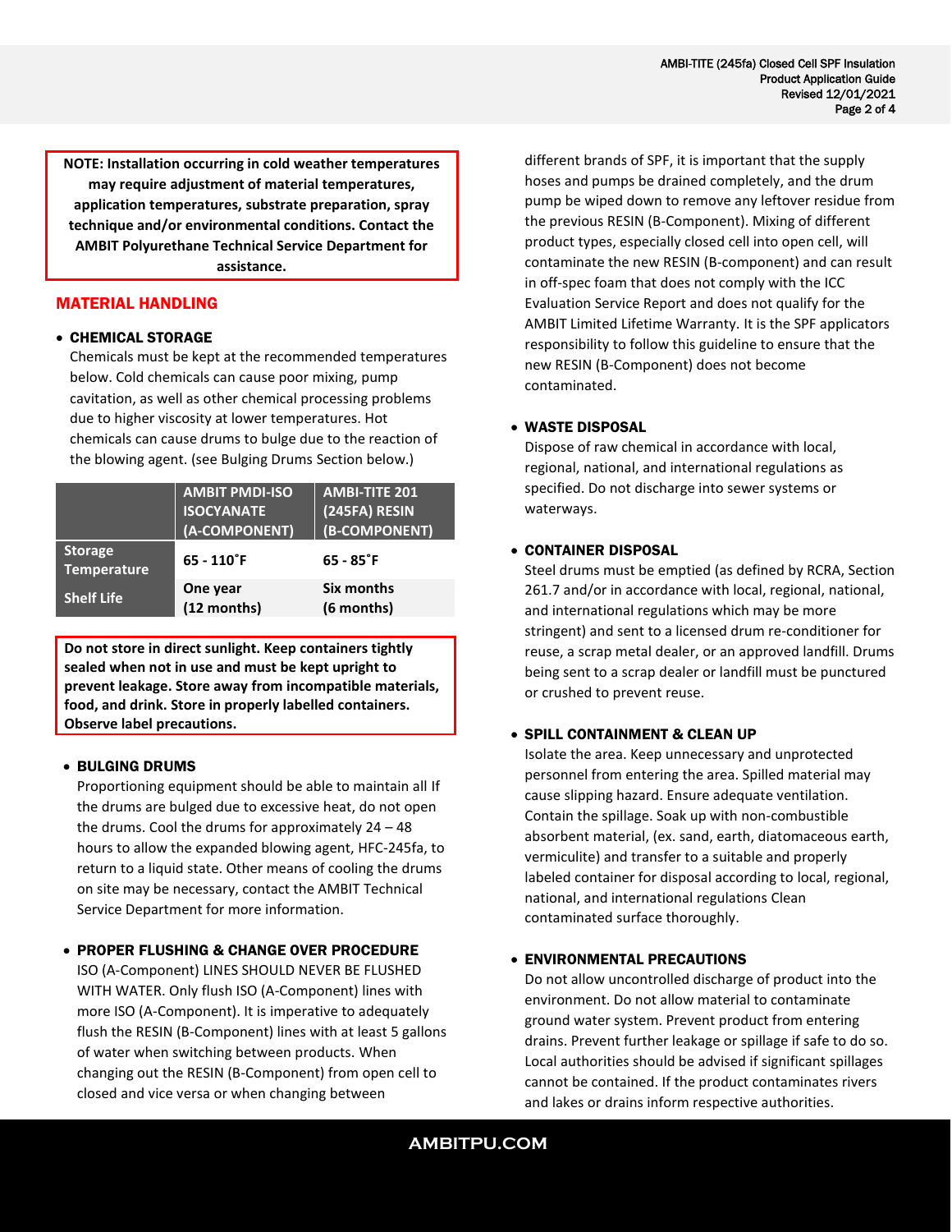**NOTE: Installation occurring in cold weather temperatures may require adjustment of material temperatures, application temperatures, substrate preparation, spray technique and/or environmental conditions. Contact the AMBIT Polyurethane Technical Service Department for assistance.**

## MATERIAL HANDLING

- **CHEMICAL STORAGE**

  Chemicals must be kept at the recommended temperatures below. Cold chemicals can cause poor mixing, pump cavitation, as well as other chemical processing problems due to higher viscosity at lower temperatures. Hot chemicals can cause drums to bulge due to the reaction of the blowing agent. (see Bulging Drums Section below.)

| | AMBIT PMDI-ISO ISOCYANATE (A-COMPONENT) | AMBI-TITE 201 (245FA) RESIN (B-COMPONENT) |
|---|---|---|
| Storage Temperature | 65 - 110˚F | 65 - 85˚F |
| Shelf Life | One year (12 months) | Six months (6 months) |

**Do not store in direct sunlight. Keep containers tightly sealed when not in use and must be kept upright to prevent leakage. Store away from incompatible materials, food, and drink. Store in properly labelled containers. Observe label precautions.**

- **BULGING DRUMS**

  Proportioning equipment should be able to maintain all If the drums are bulged due to excessive heat, do not open the drums. Cool the drums for approximately 24 – 48 hours to allow the expanded blowing agent, HFC-245fa, to return to a liquid state. Other means of cooling the drums on site may be necessary, contact the AMBIT Technical Service Department for more information.

- **PROPER FLUSHING & CHANGE OVER PROCEDURE**

  ISO (A-Component) LINES SHOULD NEVER BE FLUSHED WITH WATER. Only flush ISO (A-Component) lines with more ISO (A-Component). It is imperative to adequately flush the RESIN (B-Component) lines with at least 5 gallons of water when switching between products. When changing out the RESIN (B-Component) from open cell to closed and vice versa or when changing between different brands of SPF, it is important that the supply hoses and pumps be drained completely, and the drum pump be wiped down to remove any leftover residue from the previous RESIN (B-Component). Mixing of different product types, especially closed cell into open cell, will contaminate the new RESIN (B-component) and can result in off-spec foam that does not comply with the ICC Evaluation Service Report and does not qualify for the AMBIT Limited Lifetime Warranty. It is the SPF applicators responsibility to follow this guideline to ensure that the new RESIN (B-Component) does not become contaminated.

- **WASTE DISPOSAL**

  Dispose of raw chemical in accordance with local, regional, national, and international regulations as specified. Do not discharge into sewer systems or waterways.

- **CONTAINER DISPOSAL**

  Steel drums must be emptied (as defined by RCRA, Section 261.7 and/or in accordance with local, regional, national, and international regulations which may be more stringent) and sent to a licensed drum re-conditioner for reuse, a scrap metal dealer, or an approved landfill. Drums being sent to a scrap dealer or landfill must be punctured or crushed to prevent reuse.

- **SPILL CONTAINMENT & CLEAN UP**

  Isolate the area. Keep unnecessary and unprotected personnel from entering the area. Spilled material may cause slipping hazard. Ensure adequate ventilation. Contain the spillage. Soak up with non-combustible absorbent material, (ex. sand, earth, diatomaceous earth, vermiculite) and transfer to a suitable and properly labeled container for disposal according to local, regional, national, and international regulations Clean contaminated surface thoroughly.

- **ENVIRONMENTAL PRECAUTIONS**

  Do not allow uncontrolled discharge of product into the environment. Do not allow material to contaminate ground water system. Prevent product from entering drains. Prevent further leakage or spillage if safe to do so. Local authorities should be advised if significant spillages cannot be contained. If the product contaminates rivers and lakes or drains inform respective authorities.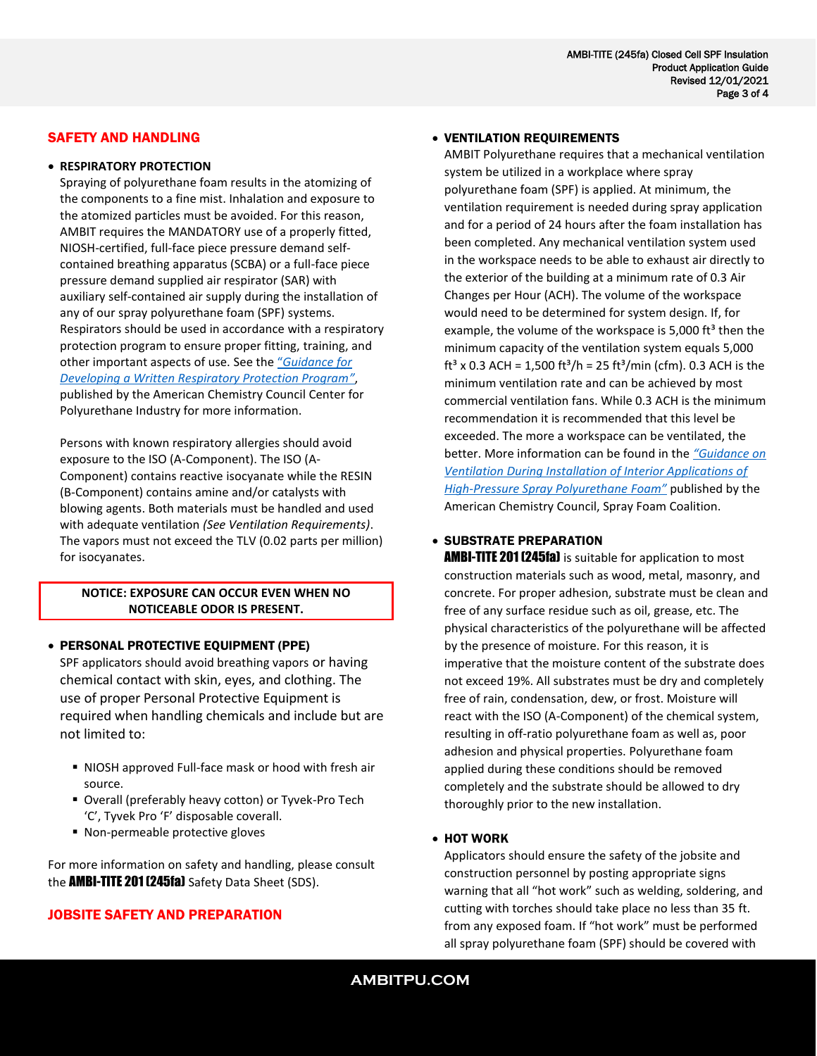## SAFETY AND HANDLING

- **RESPIRATORY PROTECTION**

  Spraying of polyurethane foam results in the atomizing of the components to a fine mist. Inhalation and exposure to the atomized particles must be avoided. For this reason, AMBIT requires the MANDATORY use of a properly fitted, NIOSH-certified, full-face piece pressure demand self-contained breathing apparatus (SCBA) or a full-face piece pressure demand supplied air respirator (SAR) with auxiliary self-contained air supply during the installation of any of our spray polyurethane foam (SPF) systems. Respirators should be used in accordance with a respiratory protection program to ensure proper fitting, training, and other important aspects of use. See the *"Guidance for Developing a Written Respiratory Protection Program"*, published by the American Chemistry Council Center for Polyurethane Industry for more information.

  Persons with known respiratory allergies should avoid exposure to the ISO (A-Component). The ISO (A-Component) contains reactive isocyanate while the RESIN (B-Component) contains amine and/or catalysts with blowing agents. Both materials must be handled and used with adequate ventilation *(See Ventilation Requirements)*. The vapors must not exceed the TLV (0.02 parts per million) for isocyanates.

**NOTICE: EXPOSURE CAN OCCUR EVEN WHEN NO NOTICEABLE ODOR IS PRESENT.**

- **PERSONAL PROTECTIVE EQUIPMENT (PPE)**

  SPF applicators should avoid breathing vapors or having chemical contact with skin, eyes, and clothing. The use of proper Personal Protective Equipment is required when handling chemicals and include but are not limited to:

  - NIOSH approved Full-face mask or hood with fresh air source.
  - Overall (preferably heavy cotton) or Tyvek-Pro Tech 'C', Tyvek Pro 'F' disposable coverall.
  - Non-permeable protective gloves

For more information on safety and handling, please consult the **AMBI-TITE 201 (245fa)** Safety Data Sheet (SDS).

## JOBSITE SAFETY AND PREPARATION

- **VENTILATION REQUIREMENTS**

  AMBIT Polyurethane requires that a mechanical ventilation system be utilized in a workplace where spray polyurethane foam (SPF) is applied. At minimum, the ventilation requirement is needed during spray application and for a period of 24 hours after the foam installation has been completed. Any mechanical ventilation system used in the workspace needs to be able to exhaust air directly to the exterior of the building at a minimum rate of 0.3 Air Changes per Hour (ACH). The volume of the workspace would need to be determined for system design. If, for example, the volume of the workspace is 5,000 $ft^3$ then the minimum capacity of the ventilation system equals 5,000 $ft^3$ x 0.3 ACH = 1,500 $ft^3$/h = 25 $ft^3$/min (cfm). 0.3 ACH is the minimum ventilation rate and can be achieved by most commercial ventilation fans. While 0.3 ACH is the minimum recommendation it is recommended that this level be exceeded. The more a workspace can be ventilated, the better. More information can be found in the *"Guidance on Ventilation During Installation of Interior Applications of High-Pressure Spray Polyurethane Foam"* published by the American Chemistry Council, Spray Foam Coalition.

- **SUBSTRATE PREPARATION**

  **AMBI-TITE 201 (245fa)** is suitable for application to most construction materials such as wood, metal, masonry, and concrete. For proper adhesion, substrate must be clean and free of any surface residue such as oil, grease, etc. The physical characteristics of the polyurethane will be affected by the presence of moisture. For this reason, it is imperative that the moisture content of the substrate does not exceed 19%. All substrates must be dry and completely free of rain, condensation, dew, or frost. Moisture will react with the ISO (A-Component) of the chemical system, resulting in off-ratio polyurethane foam as well as, poor adhesion and physical properties. Polyurethane foam applied during these conditions should be removed completely and the substrate should be allowed to dry thoroughly prior to the new installation.

- **HOT WORK**

  Applicators should ensure the safety of the jobsite and construction personnel by posting appropriate signs warning that all "hot work" such as welding, soldering, and cutting with torches should take place no less than 35 ft. from any exposed foam. If "hot work" must be performed all spray polyurethane foam (SPF) should be covered with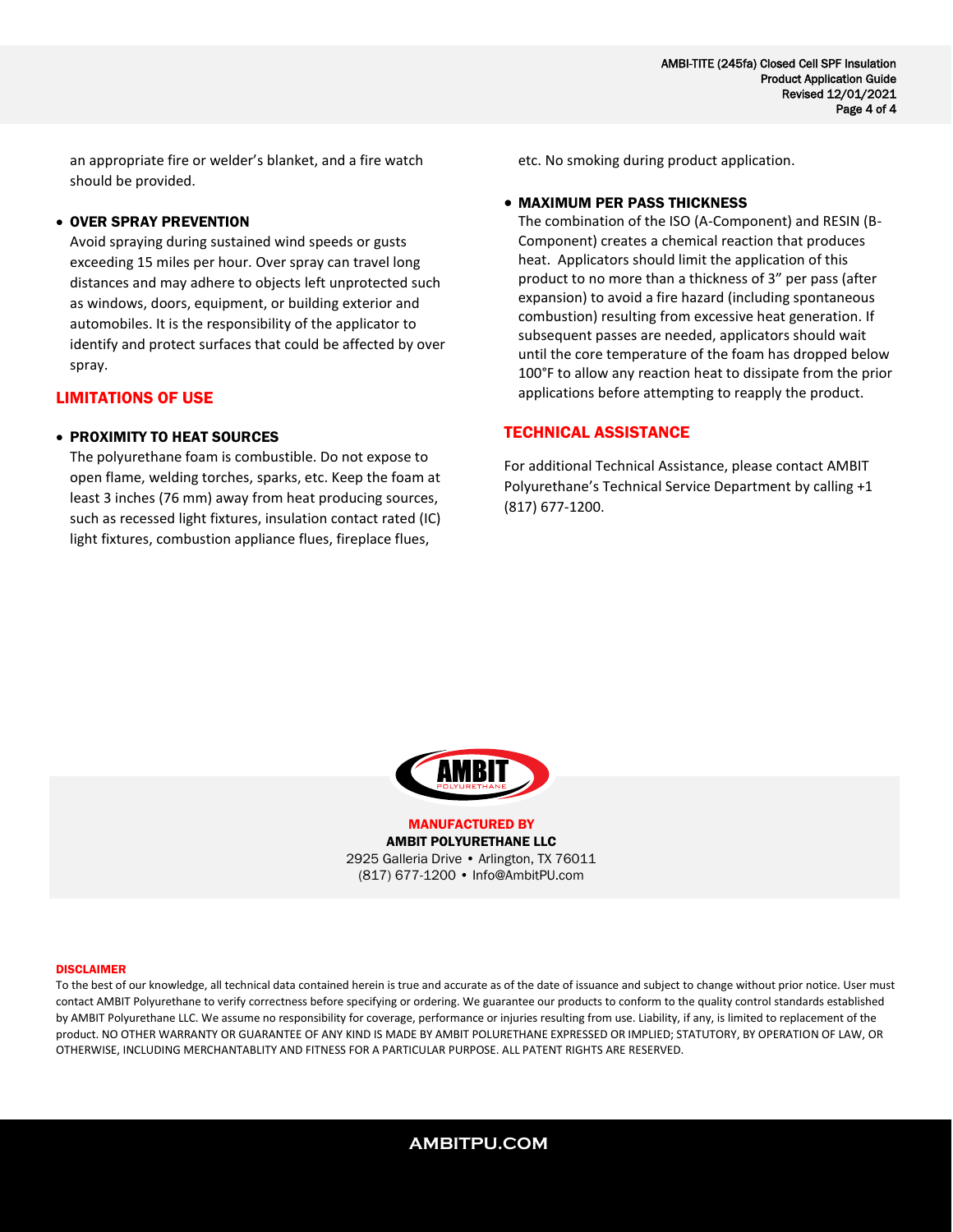an appropriate fire or welder's blanket, and a fire watch should be provided.

- **OVER SPRAY PREVENTION**
  Avoid spraying during sustained wind speeds or gusts exceeding 15 miles per hour. Over spray can travel long distances and may adhere to objects left unprotected such as windows, doors, equipment, or building exterior and automobiles. It is the responsibility of the applicator to identify and protect surfaces that could be affected by over spray.

## LIMITATIONS OF USE

- **PROXIMITY TO HEAT SOURCES**
  The polyurethane foam is combustible. Do not expose to open flame, welding torches, sparks, etc. Keep the foam at least 3 inches (76 mm) away from heat producing sources, such as recessed light fixtures, insulation contact rated (IC) light fixtures, combustion appliance flues, fireplace flues, etc. No smoking during product application.

- **MAXIMUM PER PASS THICKNESS**
  The combination of the ISO (A-Component) and RESIN (B-Component) creates a chemical reaction that produces heat. Applicators should limit the application of this product to no more than a thickness of 3" per pass (after expansion) to avoid a fire hazard (including spontaneous combustion) resulting from excessive heat generation. If subsequent passes are needed, applicators should wait until the core temperature of the foam has dropped below 100°F to allow any reaction heat to dissipate from the prior applications before attempting to reapply the product.

## TECHNICAL ASSISTANCE

For additional Technical Assistance, please contact AMBIT Polyurethane's Technical Service Department by calling +1 (817) 677-1200.

AMBIT POLYURETHANE

**MANUFACTURED BY**
**AMBIT POLYURETHANE LLC**
2925 Galleria Drive • Arlington, TX 76011
(817) 677-1200 • Info@AmbitPU.com

**DISCLAIMER**

To the best of our knowledge, all technical data contained herein is true and accurate as of the date of issuance and subject to change without prior notice. User must contact AMBIT Polyurethane to verify correctness before specifying or ordering. We guarantee our products to conform to the quality control standards established by AMBIT Polyurethane LLC. We assume no responsibility for coverage, performance or injuries resulting from use. Liability, if any, is limited to replacement of the product. NO OTHER WARRANTY OR GUARANTEE OF ANY KIND IS MADE BY AMBIT POLURETHANE EXPRESSED OR IMPLIED; STATUTORY, BY OPERATION OF LAW, OR OTHERWISE, INCLUDING MERCHANTABLITY AND FITNESS FOR A PARTICULAR PURPOSE. ALL PATENT RIGHTS ARE RESERVED.

**AMBITPU.COM**